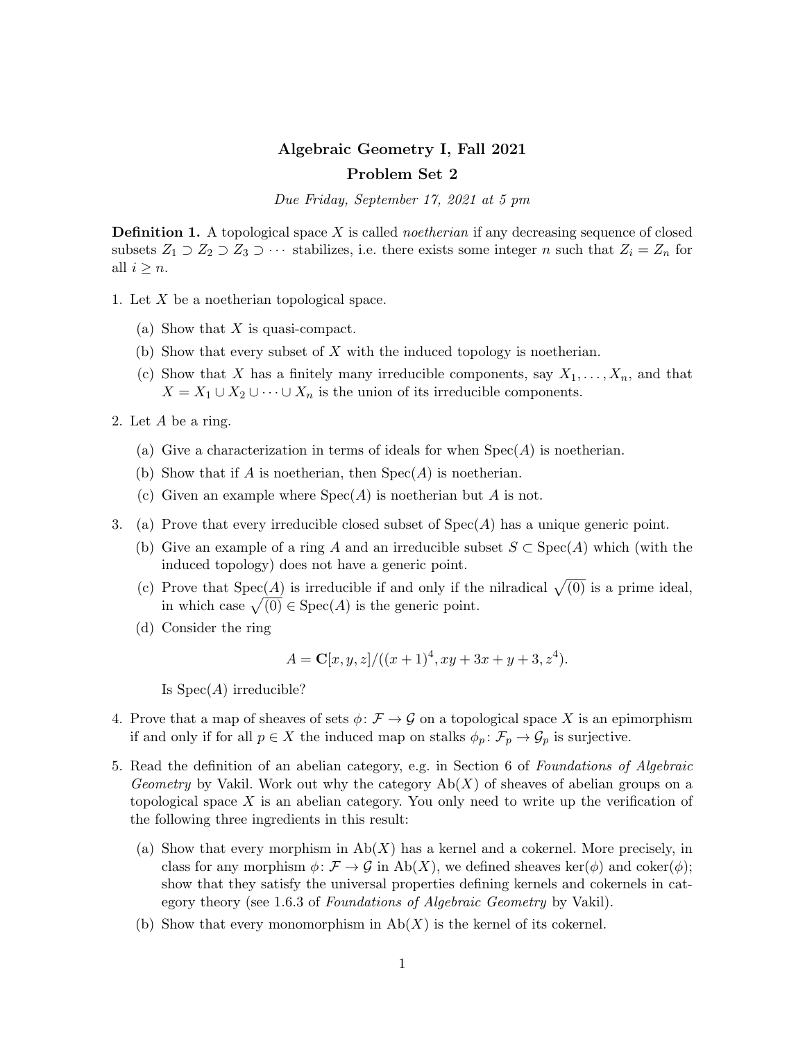# Algebraic Geometry I, Fall 2021

## Problem Set 2

*Due Friday, September 17, 2021 at 5 pm*

**Definition 1.** A topological space $X$ is called *noetherian* if any decreasing sequence of closed subsets $Z_1 \supset Z_2 \supset Z_3 \supset \cdots$ stabilizes, i.e. there exists some integer $n$ such that $Z_i = Z_n$ for all $i \geq n$.

1. Let $X$ be a noetherian topological space.
   (a) Show that $X$ is quasi-compact.
   (b) Show that every subset of $X$ with the induced topology is noetherian.
   (c) Show that $X$ has a finitely many irreducible components, say $X_1, \ldots, X_n$, and that $X = X_1 \cup X_2 \cup \cdots \cup X_n$ is the union of its irreducible components.

2. Let $A$ be a ring.
   (a) Give a characterization in terms of ideals for when $\operatorname{Spec}(A)$ is noetherian.
   (b) Show that if $A$ is noetherian, then $\operatorname{Spec}(A)$ is noetherian.
   (c) Given an example where $\operatorname{Spec}(A)$ is noetherian but $A$ is not.

3. (a) Prove that every irreducible closed subset of $\operatorname{Spec}(A)$ has a unique generic point.
   (b) Give an example of a ring $A$ and an irreducible subset $S \subset \operatorname{Spec}(A)$ which (with the induced topology) does not have a generic point.
   (c) Prove that $\operatorname{Spec}(A)$ is irreducible if and only if the nilradical $\sqrt{(0)}$ is a prime ideal, in which case $\sqrt{(0)} \in \operatorname{Spec}(A)$ is the generic point.
   (d) Consider the ring
   $$A = \mathbf{C}[x, y, z]/((x+1)^4, xy + 3x + y + 3, z^4).$$
   Is $\operatorname{Spec}(A)$ irreducible?

4. Prove that a map of sheaves of sets $\phi\colon \mathcal{F} \to \mathcal{G}$ on a topological space $X$ is an epimorphism if and only if for all $p \in X$ the induced map on stalks $\phi_p\colon \mathcal{F}_p \to \mathcal{G}_p$ is surjective.

5. Read the definition of an abelian category, e.g. in Section 6 of *Foundations of Algebraic Geometry* by Vakil. Work out why the category $\operatorname{Ab}(X)$ of sheaves of abelian groups on a topological space $X$ is an abelian category. You only need to write up the verification of the following three ingredients in this result:
   (a) Show that every morphism in $\operatorname{Ab}(X)$ has a kernel and a cokernel. More precisely, in class for any morphism $\phi\colon \mathcal{F} \to \mathcal{G}$ in $\operatorname{Ab}(X)$, we defined sheaves $\ker(\phi)$ and $\operatorname{coker}(\phi)$; show that they satisfy the universal properties defining kernels and cokernels in category theory (see 1.6.3 of *Foundations of Algebraic Geometry* by Vakil).
   (b) Show that every monomorphism in $\operatorname{Ab}(X)$ is the kernel of its cokernel.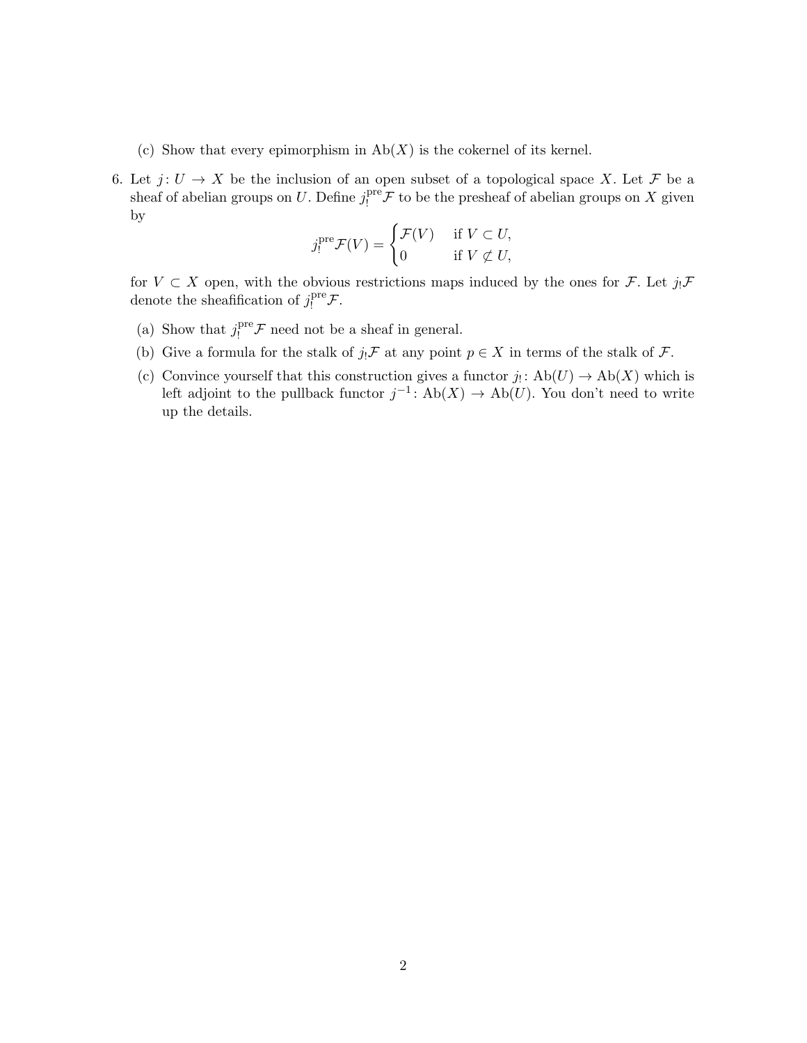(c) Show that every epimorphism in $\mathrm{Ab}(X)$ is the cokernel of its kernel.

6. Let $j\colon U \to X$ be the inclusion of an open subset of a topological space $X$. Let $\mathcal{F}$ be a sheaf of abelian groups on $U$. Define $j_!^{\mathrm{pre}}\mathcal{F}$ to be the presheaf of abelian groups on $X$ given by

$$j_!^{\mathrm{pre}}\mathcal{F}(V) = \begin{cases} \mathcal{F}(V) & \text{if } V \subset U, \\ 0 & \text{if } V \not\subset U, \end{cases}$$

for $V \subset X$ open, with the obvious restrictions maps induced by the ones for $\mathcal{F}$. Let $j_!\mathcal{F}$ denote the sheafification of $j_!^{\mathrm{pre}}\mathcal{F}$.

   (a) Show that $j_!^{\mathrm{pre}}\mathcal{F}$ need not be a sheaf in general.

   (b) Give a formula for the stalk of $j_!\mathcal{F}$ at any point $p \in X$ in terms of the stalk of $\mathcal{F}$.

   (c) Convince yourself that this construction gives a functor $j_!\colon \mathrm{Ab}(U) \to \mathrm{Ab}(X)$ which is left adjoint to the pullback functor $j^{-1}\colon \mathrm{Ab}(X) \to \mathrm{Ab}(U)$. You don't need to write up the details.